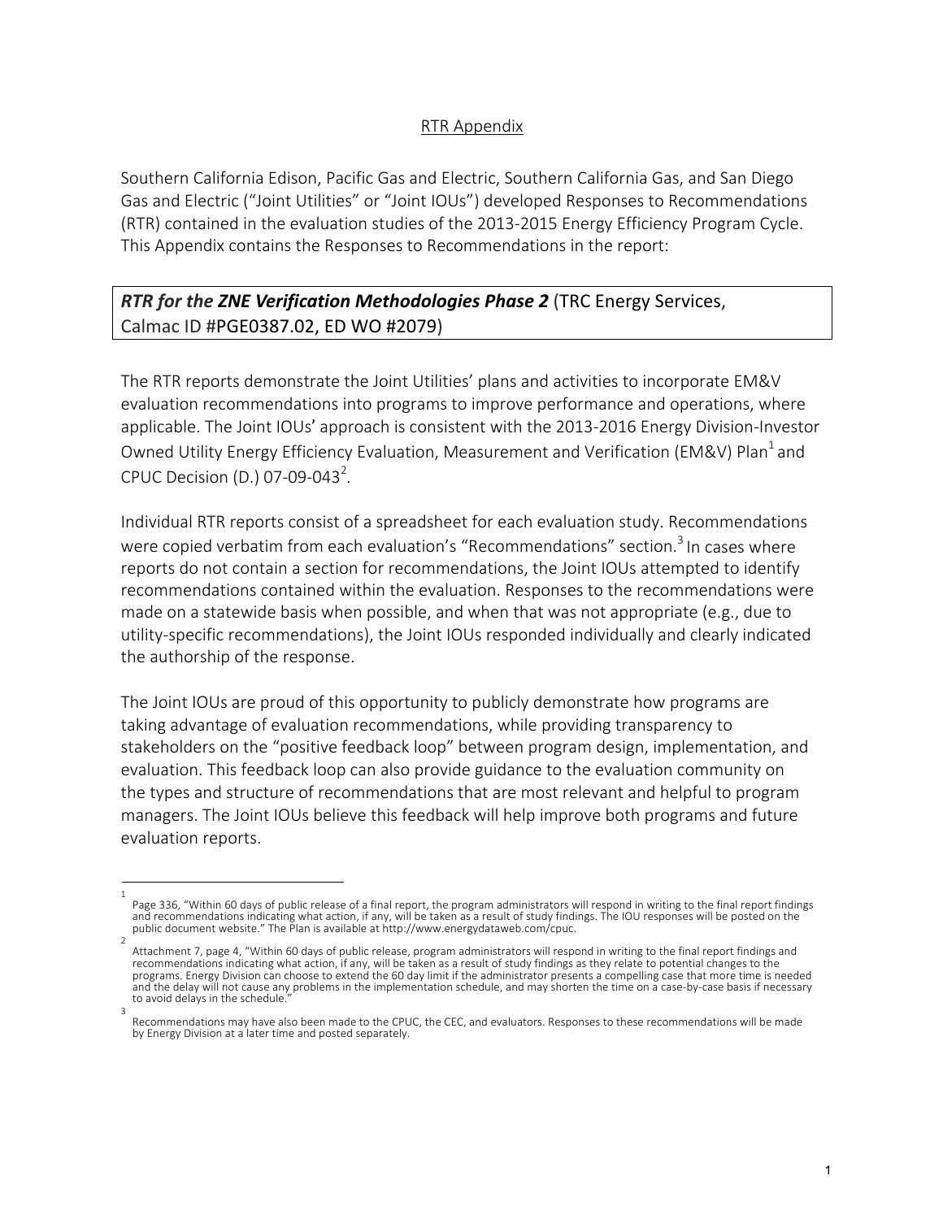## RTR Appendix

Southern California Edison, Pacific Gas and Electric, Southern California Gas, and San Diego Gas and Electric ("Joint Utilities" or "Joint IOUs") developed Responses to Recommendations (RTR) contained in the evaluation studies of the 2013-2015 Energy Efficiency Program Cycle. This Appendix contains the Responses to Recommendations in the report:

***RTR for the ZNE Verification Methodologies Phase 2*** (TRC Energy Services, Calmac ID #PGE0387.02, ED WO #2079)

The RTR reports demonstrate the Joint Utilities' plans and activities to incorporate EM&V evaluation recommendations into programs to improve performance and operations, where applicable. The Joint IOUs' approach is consistent with the 2013-2016 Energy Division-Investor Owned Utility Energy Efficiency Evaluation, Measurement and Verification (EM&V) Plan[1] and CPUC Decision (D.) 07-09-043[2].

Individual RTR reports consist of a spreadsheet for each evaluation study. Recommendations were copied verbatim from each evaluation's "Recommendations" section.[3] In cases where reports do not contain a section for recommendations, the Joint IOUs attempted to identify recommendations contained within the evaluation. Responses to the recommendations were made on a statewide basis when possible, and when that was not appropriate (e.g., due to utility-specific recommendations), the Joint IOUs responded individually and clearly indicated the authorship of the response.

The Joint IOUs are proud of this opportunity to publicly demonstrate how programs are taking advantage of evaluation recommendations, while providing transparency to stakeholders on the "positive feedback loop" between program design, implementation, and evaluation. This feedback loop can also provide guidance to the evaluation community on the types and structure of recommendations that are most relevant and helpful to program managers. The Joint IOUs believe this feedback will help improve both programs and future evaluation reports.

---

[1] Page 336, "Within 60 days of public release of a final report, the program administrators will respond in writing to the final report findings and recommendations indicating what action, if any, will be taken as a result of study findings. The IOU responses will be posted on the public document website." The Plan is available at http://www.energydataweb.com/cpuc.

[2] Attachment 7, page 4, "Within 60 days of public release, program administrators will respond in writing to the final report findings and recommendations indicating what action, if any, will be taken as a result of study findings as they relate to potential changes to the programs. Energy Division can choose to extend the 60 day limit if the administrator presents a compelling case that more time is needed and the delay will not cause any problems in the implementation schedule, and may shorten the time on a case-by-case basis if necessary to avoid delays in the schedule."

[3] Recommendations may have also been made to the CPUC, the CEC, and evaluators. Responses to these recommendations will be made by Energy Division at a later time and posted separately.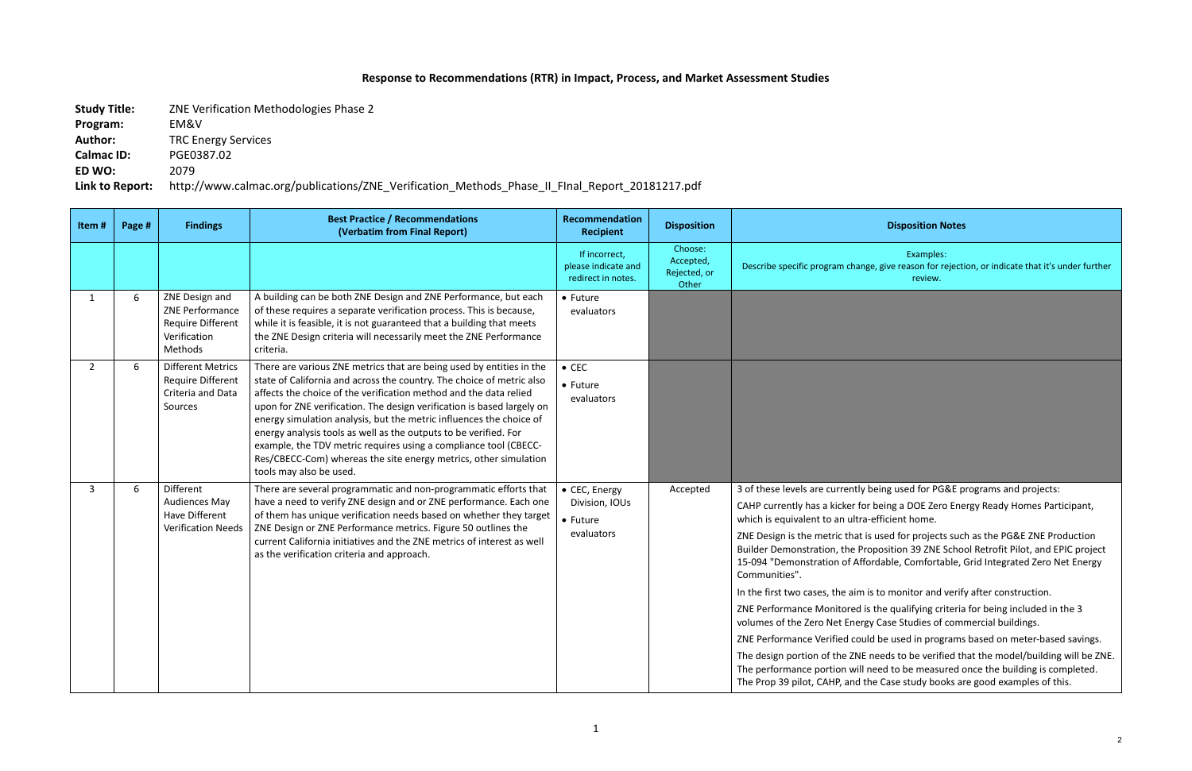# Response to Recommendations (RTR) in Impact, Process, and Market Assessment Studies

**Study Title:** ZNE Verification Methodologies Phase 2
**Program:** EM&V
**Author:** TRC Energy Services
**Calmac ID:** PGE0387.02
**ED WO:** 2079
**Link to Report:** http://www.calmac.org/publications/ZNE_Verification_Methods_Phase_II_FInal_Report_20181217.pdf

| Item # | Page # | Findings | Best Practice / Recommendations (Verbatim from Final Report) | Recommendation Recipient | Disposition | Disposition Notes |
|---|---|---|---|---|---|---|
| | | | | If incorrect, please indicate and redirect in notes. | Choose: Accepted, Rejected, or Other | Examples: Describe specific program change, give reason for rejection, or indicate that it's under further review. |
| 1 | 6 | ZNE Design and ZNE Performance Require Different Verification Methods | A building can be both ZNE Design and ZNE Performance, but each of these requires a separate verification process. This is because, while it is feasible, it is not guaranteed that a building that meets the ZNE Design criteria will necessarily meet the ZNE Performance criteria. | • Future evaluators | | |
| 2 | 6 | Different Metrics Require Different Criteria and Data Sources | There are various ZNE metrics that are being used by entities in the state of California and across the country. The choice of metric also affects the choice of the verification method and the data relied upon for ZNE verification. The design verification is based largely on energy simulation analysis, but the metric influences the choice of energy analysis tools as well as the outputs to be verified. For example, the TDV metric requires using a compliance tool (CBECC-Res/CBECC-Com) whereas the site energy metrics, other simulation tools may also be used. | • CEC<br>• Future evaluators | | |
| 3 | 6 | Different Audiences May Have Different Verification Needs | There are several programmatic and non-programmatic efforts that have a need to verify ZNE design and or ZNE performance. Each one of them has unique verification needs based on whether they target ZNE Design or ZNE Performance metrics. Figure 50 outlines the current California initiatives and the ZNE metrics of interest as well as the verification criteria and approach. | • CEC, Energy Division, IOUs<br>• Future evaluators | Accepted | 3 of these levels are currently being used for PG&E programs and projects:<br>CAHP currently has a kicker for being a DOE Zero Energy Ready Homes Participant, which is equivalent to an ultra-efficient home.<br>ZNE Design is the metric that is used for projects such as the PG&E ZNE Production Builder Demonstration, the Proposition 39 ZNE School Retrofit Pilot, and EPIC project 15-094 "Demonstration of Affordable, Comfortable, Grid Integrated Zero Net Energy Communities".<br>In the first two cases, the aim is to monitor and verify after construction.<br>ZNE Performance Monitored is the qualifying criteria for being included in the 3 volumes of the Zero Net Energy Case Studies of commercial buildings.<br>ZNE Performance Verified could be used in programs based on meter-based savings.<br>The design portion of the ZNE needs to be verified that the model/building will be ZNE. The performance portion will need to be measured once the building is completed. The Prop 39 pilot, CAHP, and the Case study books are good examples of this. |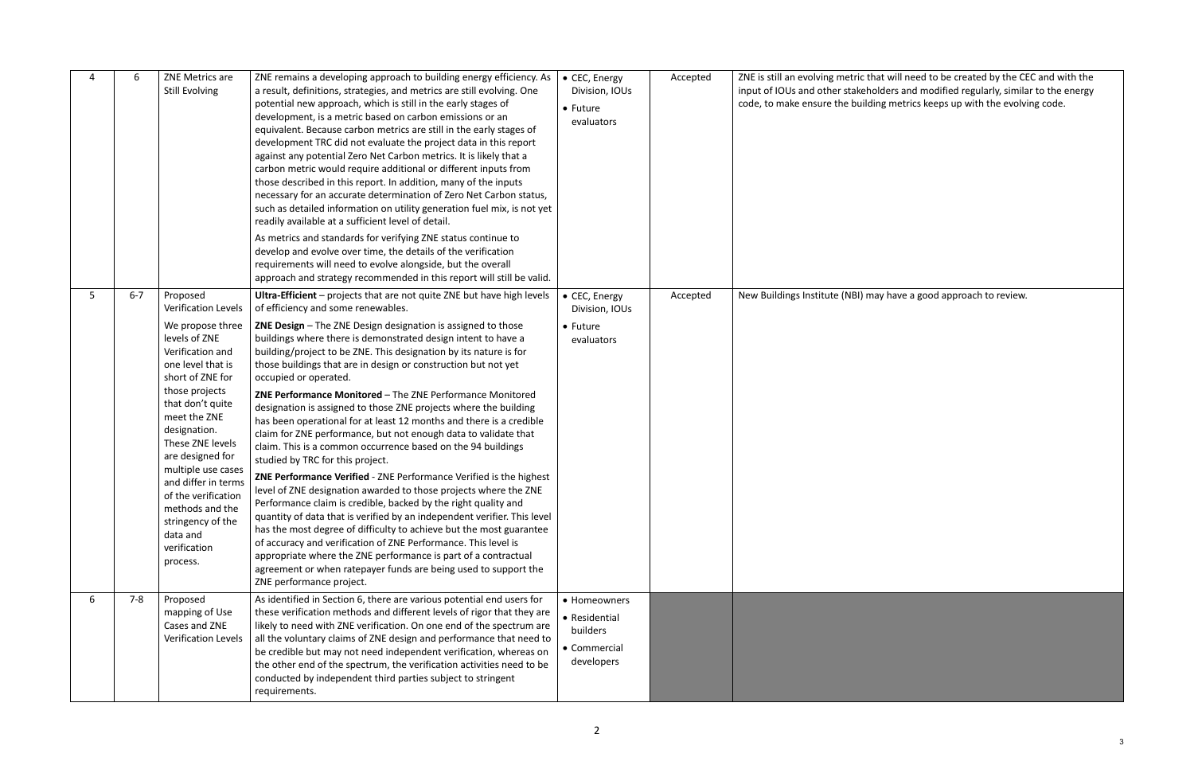| 4 | 6 | ZNE Metrics are Still Evolving | ZNE remains a developing approach to building energy efficiency. As a result, definitions, strategies, and metrics are still evolving. One potential new approach, which is still in the early stages of development, is a metric based on carbon emissions or an equivalent. Because carbon metrics are still in the early stages of development TRC did not evaluate the project data in this report against any potential Zero Net Carbon metrics. It is likely that a carbon metric would require additional or different inputs from those described in this report. In addition, many of the inputs necessary for an accurate determination of Zero Net Carbon status, such as detailed information on utility generation fuel mix, is not yet readily available at a sufficient level of detail.<br><br>As metrics and standards for verifying ZNE status continue to develop and evolve over time, the details of the verification requirements will need to evolve alongside, but the overall approach and strategy recommended in this report will still be valid. | • CEC, Energy Division, IOUs<br>• Future evaluators | Accepted | ZNE is still an evolving metric that will need to be created by the CEC and with the input of IOUs and other stakeholders and modified regularly, similar to the energy code, to make ensure the building metrics keeps up with the evolving code. |
|---|---|---|---|---|---|---|
| 5 | 6-7 | Proposed Verification Levels<br><br>We propose three levels of ZNE Verification and one level that is short of ZNE for those projects that don't quite meet the ZNE designation. These ZNE levels are designed for multiple use cases and differ in terms of the verification methods and the stringency of the data and verification process. | **Ultra-Efficient** – projects that are not quite ZNE but have high levels of efficiency and some renewables.<br><br>**ZNE Design** – The ZNE Design designation is assigned to those buildings where there is demonstrated design intent to have a building/project to be ZNE. This designation by its nature is for those buildings that are in design or construction but not yet occupied or operated.<br><br>**ZNE Performance Monitored** – The ZNE Performance Monitored designation is assigned to those ZNE projects where the building has been operational for at least 12 months and there is a credible claim for ZNE performance, but not enough data to validate that claim. This is a common occurrence based on the 94 buildings studied by TRC for this project.<br><br>**ZNE Performance Verified** - ZNE Performance Verified is the highest level of ZNE designation awarded to those projects where the ZNE Performance claim is credible, backed by the right quality and quantity of data that is verified by an independent verifier. This level has the most degree of difficulty to achieve but the most guarantee of accuracy and verification of ZNE Performance. This level is appropriate where the ZNE performance is part of a contractual agreement or when ratepayer funds are being used to support the ZNE performance project. | • CEC, Energy Division, IOUs<br>• Future evaluators | Accepted | New Buildings Institute (NBI) may have a good approach to review. |
| 6 | 7-8 | Proposed mapping of Use Cases and ZNE Verification Levels | As identified in Section 6, there are various potential end users for these verification methods and different levels of rigor that they are likely to need with ZNE verification. On one end of the spectrum are all the voluntary claims of ZNE design and performance that need to be credible but may not need independent verification, whereas on the other end of the spectrum, the verification activities need to be conducted by independent third parties subject to stringent requirements. | • Homeowners<br>• Residential builders<br>• Commercial developers | | |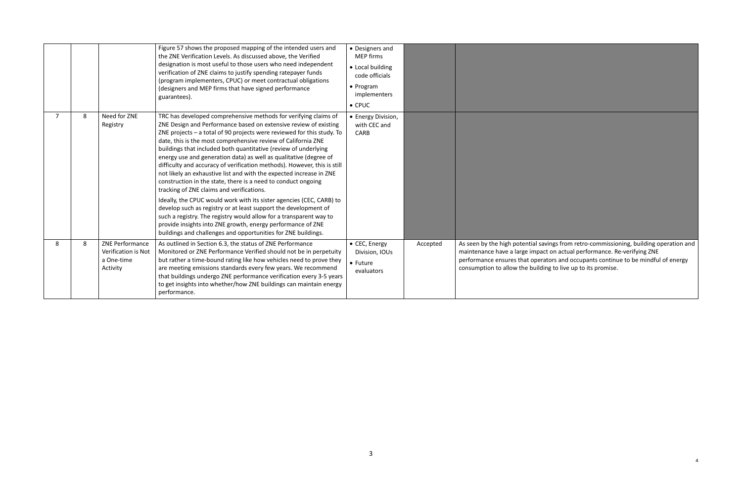| | | | | | | |
|---|---|---|---|---|---|---|
| | | | Figure 57 shows the proposed mapping of the intended users and the ZNE Verification Levels. As discussed above, the Verified designation is most useful to those users who need independent verification of ZNE claims to justify spending ratepayer funds (program implementers, CPUC) or meet contractual obligations (designers and MEP firms that have signed performance guarantees). | • Designers and MEP firms<br>• Local building code officials<br>• Program implementers<br>• CPUC | | |
| 7 | 8 | Need for ZNE Registry | TRC has developed comprehensive methods for verifying claims of ZNE Design and Performance based on extensive review of existing ZNE projects – a total of 90 projects were reviewed for this study. To date, this is the most comprehensive review of California ZNE buildings that included both quantitative (review of underlying energy use and generation data) as well as qualitative (degree of difficulty and accuracy of verification methods). However, this is still not likely an exhaustive list and with the expected increase in ZNE construction in the state, there is a need to conduct ongoing tracking of ZNE claims and verifications.<br><br>Ideally, the CPUC would work with its sister agencies (CEC, CARB) to develop such as registry or at least support the development of such a registry. The registry would allow for a transparent way to provide insights into ZNE growth, energy performance of ZNE buildings and challenges and opportunities for ZNE buildings. | • Energy Division, with CEC and CARB | | |
| 8 | 8 | ZNE Performance Verification is Not a One-time Activity | As outlined in Section 6.3, the status of ZNE Performance Monitored or ZNE Performance Verified should not be in perpetuity but rather a time-bound rating like how vehicles need to prove they are meeting emissions standards every few years. We recommend that buildings undergo ZNE performance verification every 3-5 years to get insights into whether/how ZNE buildings can maintain energy performance. | • CEC, Energy Division, IOUs<br>• Future evaluators | Accepted | As seen by the high potential savings from retro-commissioning, building operation and maintenance have a large impact on actual performance. Re-verifying ZNE performance ensures that operators and occupants continue to be mindful of energy consumption to allow the building to live up to its promise. |